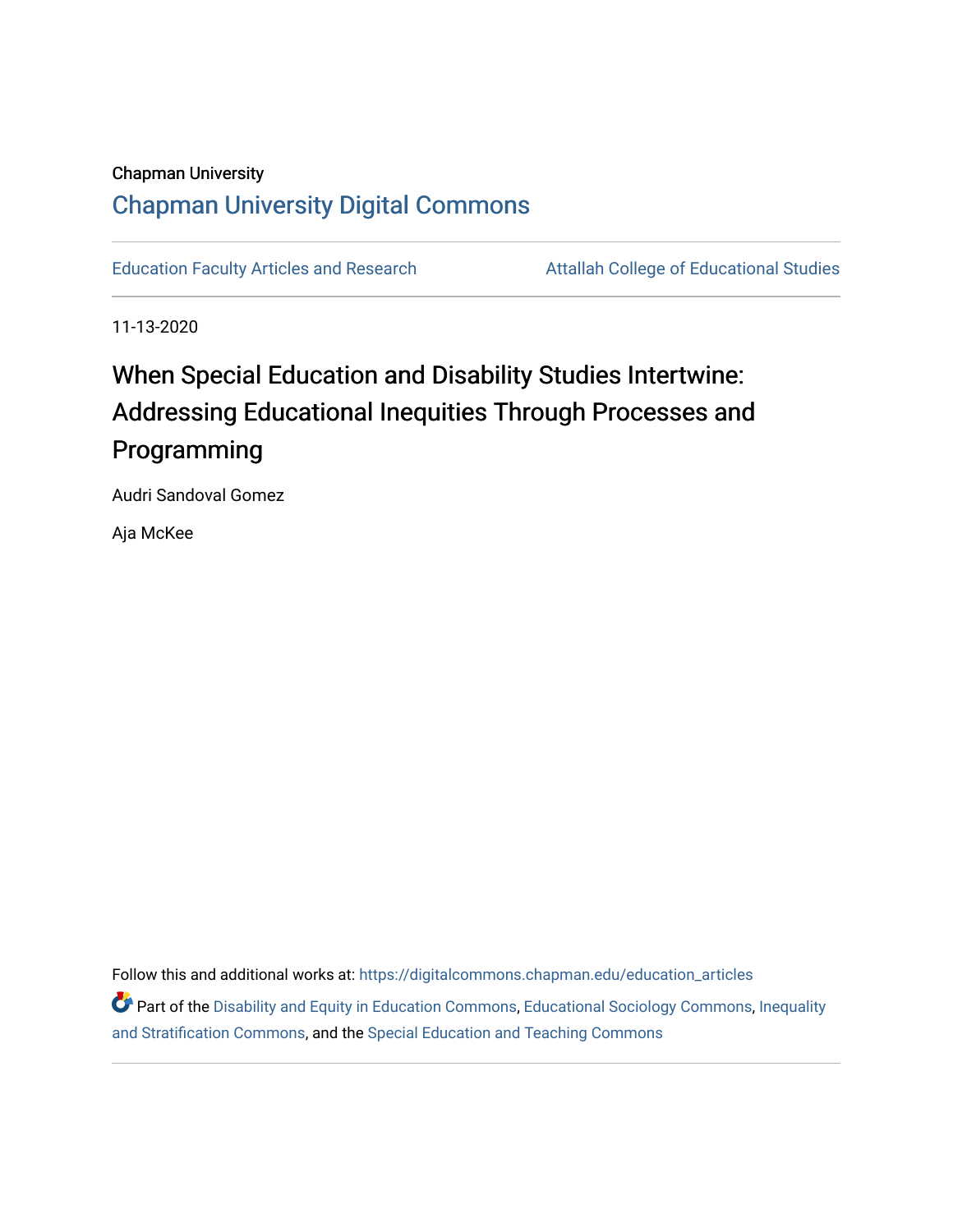Chapman University

## Chapman University Digital Commons

Education Faculty Articles and Research

Attallah College of Educational Studies

11-13-2020

# When Special Education and Disability Studies Intertwine: Addressing Educational Inequities Through Processes and Programming

Audri Sandoval Gomez

Aja McKee

Follow this and additional works at: https://digitalcommons.chapman.edu/education_articles

Part of the Disability and Equity in Education Commons, Educational Sociology Commons, Inequality and Stratification Commons, and the Special Education and Teaching Commons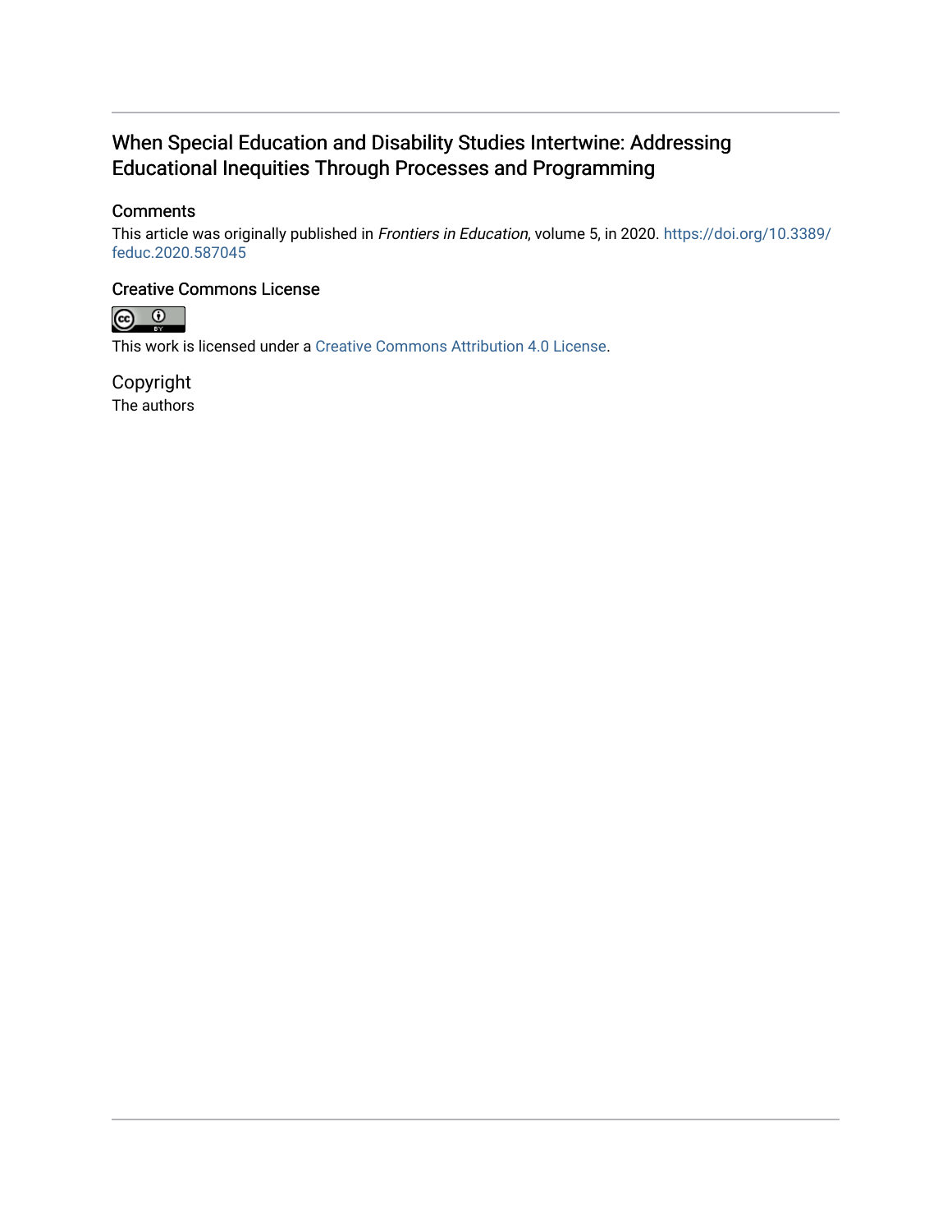# When Special Education and Disability Studies Intertwine: Addressing Educational Inequities Through Processes and Programming

## Comments

This article was originally published in *Frontiers in Education*, volume 5, in 2020. https://doi.org/10.3389/feduc.2020.587045

## Creative Commons License

This work is licensed under a Creative Commons Attribution 4.0 License.

## Copyright

The authors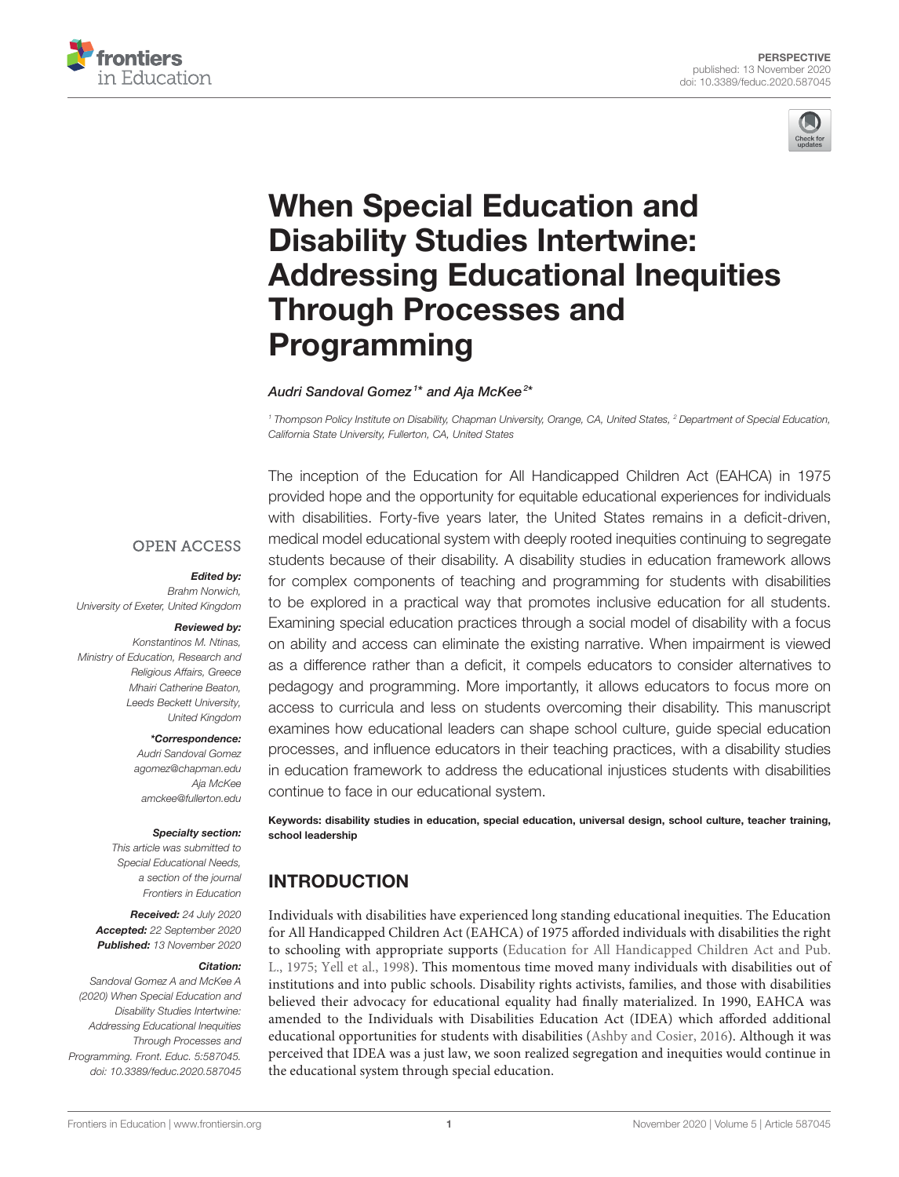# When Special Education and Disability Studies Intertwine: Addressing Educational Inequities Through Processes and Programming

*Audri Sandoval Gomez*[1*] *and Aja McKee*[2*]

[1] *Thompson Policy Institute on Disability, Chapman University, Orange, CA, United States,* [2] *Department of Special Education, California State University, Fullerton, CA, United States*

OPEN ACCESS

***Edited by:***
Brahm Norwich,
University of Exeter, United Kingdom

***Reviewed by:***
Konstantinos M. Ntinas,
Ministry of Education, Research and Religious Affairs, Greece
Mhairi Catherine Beaton,
Leeds Beckett University,
United Kingdom

***\*Correspondence:***
Audri Sandoval Gomez
agomez@chapman.edu
Aja McKee
amckee@fullerton.edu

***Specialty section:***
This article was submitted to Special Educational Needs, a section of the journal Frontiers in Education

***Received:*** 24 July 2020
***Accepted:*** 22 September 2020
***Published:*** 13 November 2020

***Citation:***
Sandoval Gomez A and McKee A (2020) When Special Education and Disability Studies Intertwine: Addressing Educational Inequities Through Processes and Programming. Front. Educ. 5:587045. doi: 10.3389/feduc.2020.587045

The inception of the Education for All Handicapped Children Act (EAHCA) in 1975 provided hope and the opportunity for equitable educational experiences for individuals with disabilities. Forty-five years later, the United States remains in a deficit-driven, medical model educational system with deeply rooted inequities continuing to segregate students because of their disability. A disability studies in education framework allows for complex components of teaching and programming for students with disabilities to be explored in a practical way that promotes inclusive education for all students. Examining special education practices through a social model of disability with a focus on ability and access can eliminate the existing narrative. When impairment is viewed as a difference rather than a deficit, it compels educators to consider alternatives to pedagogy and programming. More importantly, it allows educators to focus more on access to curricula and less on students overcoming their disability. This manuscript examines how educational leaders can shape school culture, guide special education processes, and influence educators in their teaching practices, with a disability studies in education framework to address the educational injustices students with disabilities continue to face in our educational system.

**Keywords: disability studies in education, special education, universal design, school culture, teacher training, school leadership**

## INTRODUCTION

Individuals with disabilities have experienced long standing educational inequities. The Education for All Handicapped Children Act (EAHCA) of 1975 afforded individuals with disabilities the right to schooling with appropriate supports (Education for All Handicapped Children Act and Pub. L., 1975; Yell et al., 1998). This momentous time moved many individuals with disabilities out of institutions and into public schools. Disability rights activists, families, and those with disabilities believed their advocacy for educational equality had finally materialized. In 1990, EAHCA was amended to the Individuals with Disabilities Education Act (IDEA) which afforded additional educational opportunities for students with disabilities (Ashby and Cosier, 2016). Although it was perceived that IDEA was a just law, we soon realized segregation and inequities would continue in the educational system through special education.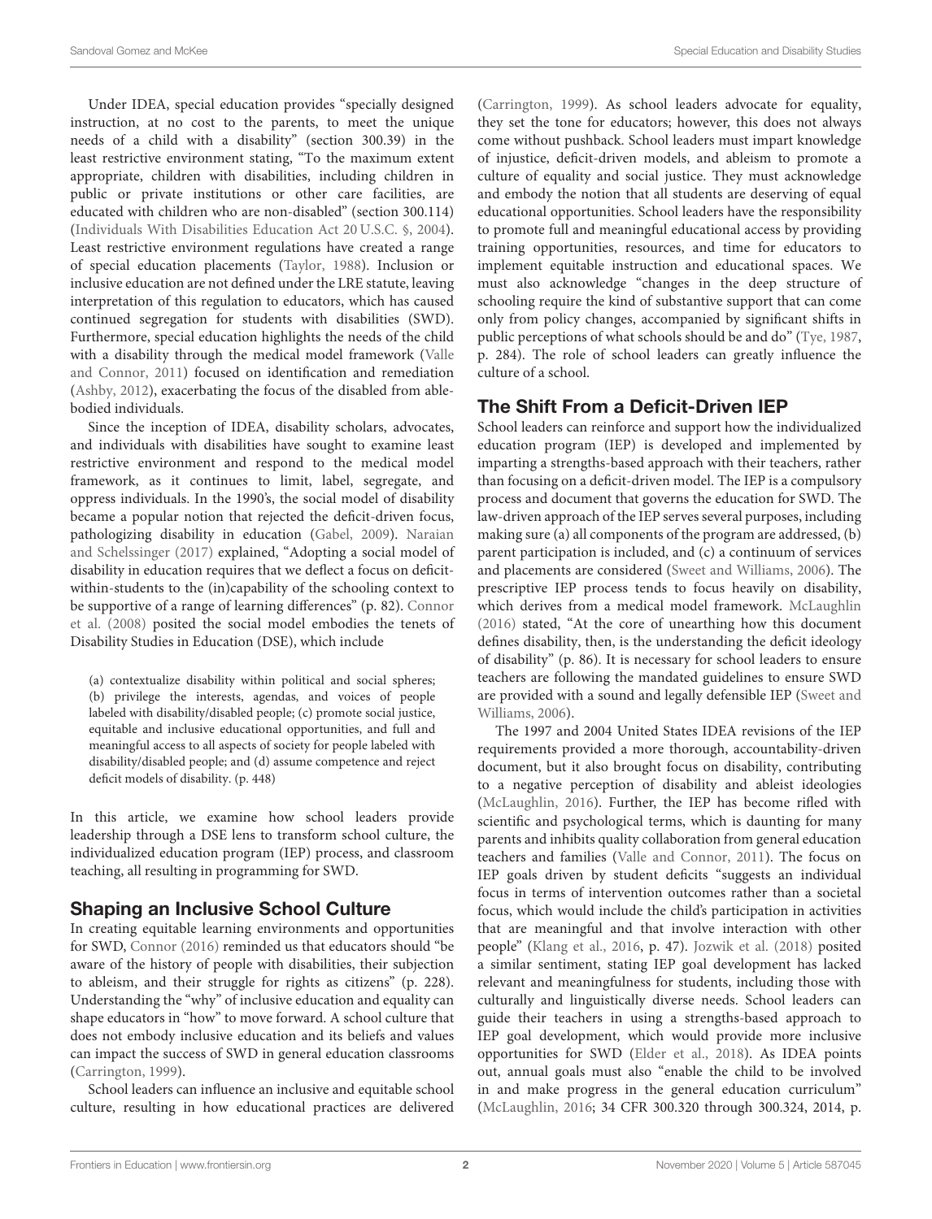Under IDEA, special education provides "specially designed instruction, at no cost to the parents, to meet the unique needs of a child with a disability" (section 300.39) in the least restrictive environment stating, "To the maximum extent appropriate, children with disabilities, including children in public or private institutions or other care facilities, are educated with children who are non-disabled" (section 300.114) (Individuals With Disabilities Education Act 20 U.S.C. §, 2004). Least restrictive environment regulations have created a range of special education placements (Taylor, 1988). Inclusion or inclusive education are not defined under the LRE statute, leaving interpretation of this regulation to educators, which has caused continued segregation for students with disabilities (SWD). Furthermore, special education highlights the needs of the child with a disability through the medical model framework (Valle and Connor, 2011) focused on identification and remediation (Ashby, 2012), exacerbating the focus of the disabled from able-bodied individuals.

Since the inception of IDEA, disability scholars, advocates, and individuals with disabilities have sought to examine least restrictive environment and respond to the medical model framework, as it continues to limit, label, segregate, and oppress individuals. In the 1990's, the social model of disability became a popular notion that rejected the deficit-driven focus, pathologizing disability in education (Gabel, 2009). Naraian and Schelssinger (2017) explained, "Adopting a social model of disability in education requires that we deflect a focus on deficit-within-students to the (in)capability of the schooling context to be supportive of a range of learning differences" (p. 82). Connor et al. (2008) posited the social model embodies the tenets of Disability Studies in Education (DSE), which include

> (a) contextualize disability within political and social spheres; (b) privilege the interests, agendas, and voices of people labeled with disability/disabled people; (c) promote social justice, equitable and inclusive educational opportunities, and full and meaningful access to all aspects of society for people labeled with disability/disabled people; and (d) assume competence and reject deficit models of disability. (p. 448)

In this article, we examine how school leaders provide leadership through a DSE lens to transform school culture, the individualized education program (IEP) process, and classroom teaching, all resulting in programming for SWD.

## Shaping an Inclusive School Culture

In creating equitable learning environments and opportunities for SWD, Connor (2016) reminded us that educators should "be aware of the history of people with disabilities, their subjection to ableism, and their struggle for rights as citizens" (p. 228). Understanding the "why" of inclusive education and equality can shape educators in "how" to move forward. A school culture that does not embody inclusive education and its beliefs and values can impact the success of SWD in general education classrooms (Carrington, 1999).

School leaders can influence an inclusive and equitable school culture, resulting in how educational practices are delivered (Carrington, 1999). As school leaders advocate for equality, they set the tone for educators; however, this does not always come without pushback. School leaders must impart knowledge of injustice, deficit-driven models, and ableism to promote a culture of equality and social justice. They must acknowledge and embody the notion that all students are deserving of equal educational opportunities. School leaders have the responsibility to promote full and meaningful educational access by providing training opportunities, resources, and time for educators to implement equitable instruction and educational spaces. We must also acknowledge "changes in the deep structure of schooling require the kind of substantive support that can come only from policy changes, accompanied by significant shifts in public perceptions of what schools should be and do" (Tye, 1987, p. 284). The role of school leaders can greatly influence the culture of a school.

## The Shift From a Deficit-Driven IEP

School leaders can reinforce and support how the individualized education program (IEP) is developed and implemented by imparting a strengths-based approach with their teachers, rather than focusing on a deficit-driven model. The IEP is a compulsory process and document that governs the education for SWD. The law-driven approach of the IEP serves several purposes, including making sure (a) all components of the program are addressed, (b) parent participation is included, and (c) a continuum of services and placements are considered (Sweet and Williams, 2006). The prescriptive IEP process tends to focus heavily on disability, which derives from a medical model framework. McLaughlin (2016) stated, "At the core of unearthing how this document defines disability, then, is the understanding the deficit ideology of disability" (p. 86). It is necessary for school leaders to ensure teachers are following the mandated guidelines to ensure SWD are provided with a sound and legally defensible IEP (Sweet and Williams, 2006).

The 1997 and 2004 United States IDEA revisions of the IEP requirements provided a more thorough, accountability-driven document, but it also brought focus on disability, contributing to a negative perception of disability and ableist ideologies (McLaughlin, 2016). Further, the IEP has become rifled with scientific and psychological terms, which is daunting for many parents and inhibits quality collaboration from general education teachers and families (Valle and Connor, 2011). The focus on IEP goals driven by student deficits "suggests an individual focus in terms of intervention outcomes rather than a societal focus, which would include the child's participation in activities that are meaningful and that involve interaction with other people" (Klang et al., 2016, p. 47). Jozwik et al. (2018) posited a similar sentiment, stating IEP goal development has lacked relevant and meaningfulness for students, including those with culturally and linguistically diverse needs. School leaders can guide their teachers in using a strengths-based approach to IEP goal development, which would provide more inclusive opportunities for SWD (Elder et al., 2018). As IDEA points out, annual goals must also "enable the child to be involved in and make progress in the general education curriculum" (McLaughlin, 2016; 34 CFR 300.320 through 300.324, 2014, p.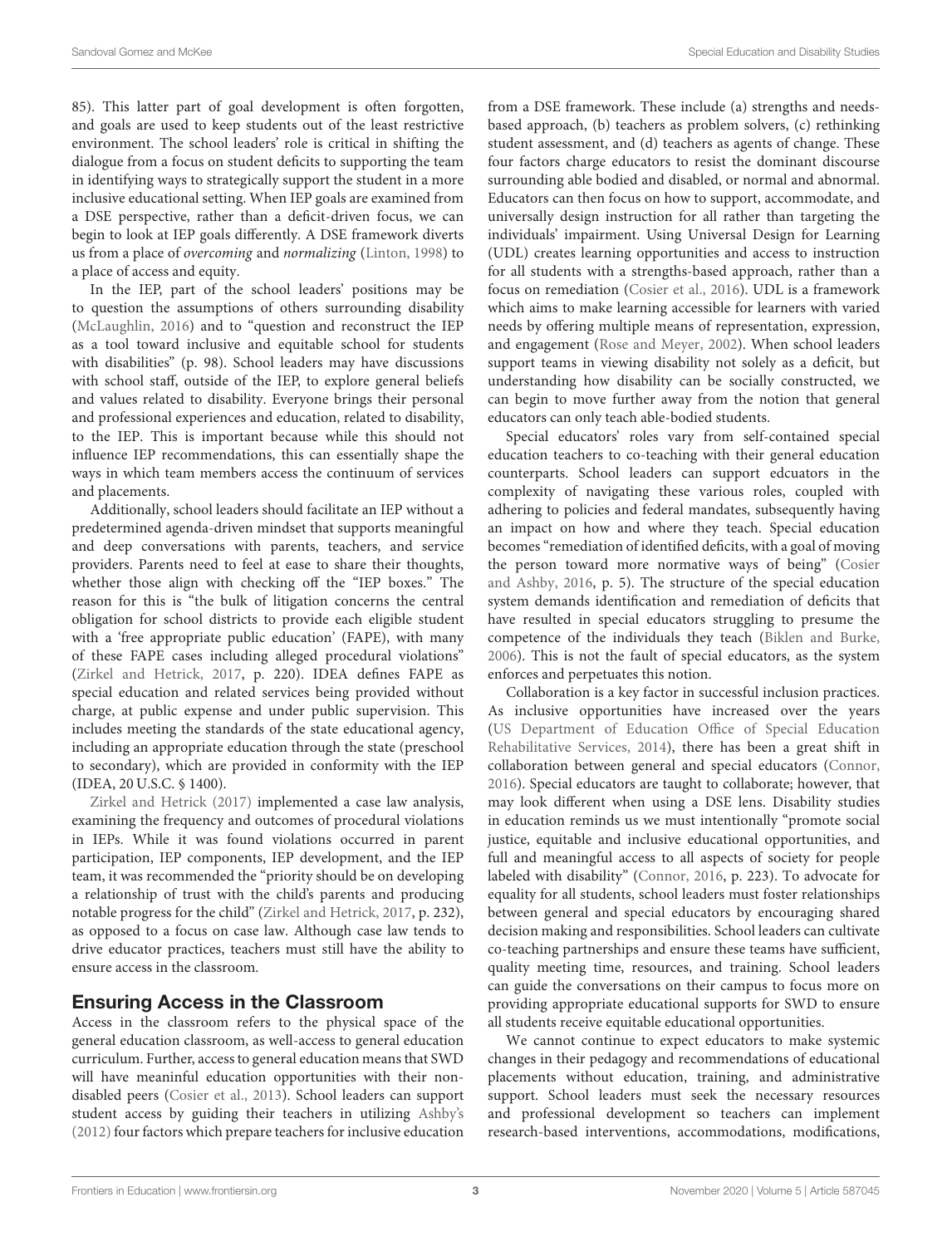85). This latter part of goal development is often forgotten, and goals are used to keep students out of the least restrictive environment. The school leaders' role is critical in shifting the dialogue from a focus on student deficits to supporting the team in identifying ways to strategically support the student in a more inclusive educational setting. When IEP goals are examined from a DSE perspective, rather than a deficit-driven focus, we can begin to look at IEP goals differently. A DSE framework diverts us from a place of *overcoming* and *normalizing* (Linton, 1998) to a place of access and equity.

In the IEP, part of the school leaders' positions may be to question the assumptions of others surrounding disability (McLaughlin, 2016) and to "question and reconstruct the IEP as a tool toward inclusive and equitable school for students with disabilities" (p. 98). School leaders may have discussions with school staff, outside of the IEP, to explore general beliefs and values related to disability. Everyone brings their personal and professional experiences and education, related to disability, to the IEP. This is important because while this should not influence IEP recommendations, this can essentially shape the ways in which team members access the continuum of services and placements.

Additionally, school leaders should facilitate an IEP without a predetermined agenda-driven mindset that supports meaningful and deep conversations with parents, teachers, and service providers. Parents need to feel at ease to share their thoughts, whether those align with checking off the "IEP boxes." The reason for this is "the bulk of litigation concerns the central obligation for school districts to provide each eligible student with a 'free appropriate public education' (FAPE), with many of these FAPE cases including alleged procedural violations" (Zirkel and Hetrick, 2017, p. 220). IDEA defines FAPE as special education and related services being provided without charge, at public expense and under public supervision. This includes meeting the standards of the state educational agency, including an appropriate education through the state (preschool to secondary), which are provided in conformity with the IEP (IDEA, 20 U.S.C. § 1400).

Zirkel and Hetrick (2017) implemented a case law analysis, examining the frequency and outcomes of procedural violations in IEPs. While it was found violations occurred in parent participation, IEP components, IEP development, and the IEP team, it was recommended the "priority should be on developing a relationship of trust with the child's parents and producing notable progress for the child" (Zirkel and Hetrick, 2017, p. 232), as opposed to a focus on case law. Although case law tends to drive educator practices, teachers must still have the ability to ensure access in the classroom.

## Ensuring Access in the Classroom

Access in the classroom refers to the physical space of the general education classroom, as well-access to general education curriculum. Further, access to general education means that SWD will have meaningful education opportunities with their non-disabled peers (Cosier et al., 2013). School leaders can support student access by guiding their teachers in utilizing Ashby's (2012) four factors which prepare teachers for inclusive education from a DSE framework. These include (a) strengths and needs-based approach, (b) teachers as problem solvers, (c) rethinking student assessment, and (d) teachers as agents of change. These four factors charge educators to resist the dominant discourse surrounding able bodied and disabled, or normal and abnormal. Educators can then focus on how to support, accommodate, and universally design instruction for all rather than targeting the individuals' impairment. Using Universal Design for Learning (UDL) creates learning opportunities and access to instruction for all students with a strengths-based approach, rather than a focus on remediation (Cosier et al., 2016). UDL is a framework which aims to make learning accessible for learners with varied needs by offering multiple means of representation, expression, and engagement (Rose and Meyer, 2002). When school leaders support teams in viewing disability not solely as a deficit, but understanding how disability can be socially constructed, we can begin to move further away from the notion that general educators can only teach able-bodied students.

Special educators' roles vary from self-contained special education teachers to co-teaching with their general education counterparts. School leaders can support edcuators in the complexity of navigating these various roles, coupled with adhering to policies and federal mandates, subsequently having an impact on how and where they teach. Special education becomes "remediation of identified deficits, with a goal of moving the person toward more normative ways of being" (Cosier and Ashby, 2016, p. 5). The structure of the special education system demands identification and remediation of deficits that have resulted in special educators struggling to presume the competence of the individuals they teach (Biklen and Burke, 2006). This is not the fault of special educators, as the system enforces and perpetuates this notion.

Collaboration is a key factor in successful inclusion practices. As inclusive opportunities have increased over the years (US Department of Education Office of Special Education Rehabilitative Services, 2014), there has been a great shift in collaboration between general and special educators (Connor, 2016). Special educators are taught to collaborate; however, that may look different when using a DSE lens. Disability studies in education reminds us we must intentionally "promote social justice, equitable and inclusive educational opportunities, and full and meaningful access to all aspects of society for people labeled with disability" (Connor, 2016, p. 223). To advocate for equality for all students, school leaders must foster relationships between general and special educators by encouraging shared decision making and responsibilities. School leaders can cultivate co-teaching partnerships and ensure these teams have sufficient, quality meeting time, resources, and training. School leaders can guide the conversations on their campus to focus more on providing appropriate educational supports for SWD to ensure all students receive equitable educational opportunities.

We cannot continue to expect educators to make systemic changes in their pedagogy and recommendations of educational placements without education, training, and administrative support. School leaders must seek the necessary resources and professional development so teachers can implement research-based interventions, accommodations, modifications,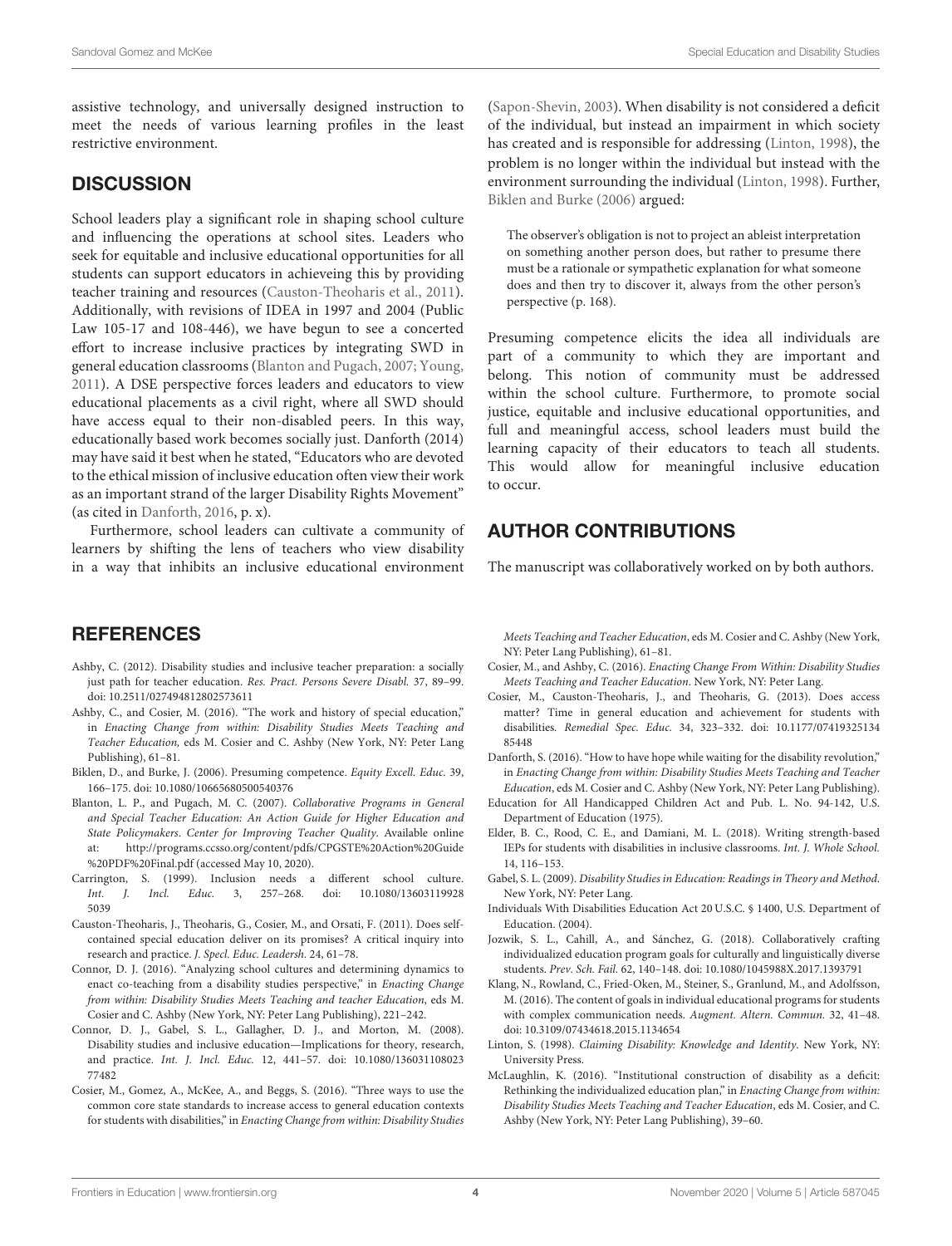assistive technology, and universally designed instruction to meet the needs of various learning profiles in the least restrictive environment.

## DISCUSSION

School leaders play a significant role in shaping school culture and influencing the operations at school sites. Leaders who seek for equitable and inclusive educational opportunities for all students can support educators in achieveing this by providing teacher training and resources (Causton-Theoharis et al., 2011). Additionally, with revisions of IDEA in 1997 and 2004 (Public Law 105-17 and 108-446), we have begun to see a concerted effort to increase inclusive practices by integrating SWD in general education classrooms (Blanton and Pugach, 2007; Young, 2011). A DSE perspective forces leaders and educators to view educational placements as a civil right, where all SWD should have access equal to their non-disabled peers. In this way, educationally based work becomes socially just. Danforth (2014) may have said it best when he stated, "Educators who are devoted to the ethical mission of inclusive education often view their work as an important strand of the larger Disability Rights Movement" (as cited in Danforth, 2016, p. x).

Furthermore, school leaders can cultivate a community of learners by shifting the lens of teachers who view disability in a way that inhibits an inclusive educational environment (Sapon-Shevin, 2003). When disability is not considered a deficit of the individual, but instead an impairment in which society has created and is responsible for addressing (Linton, 1998), the problem is no longer within the individual but instead with the environment surrounding the individual (Linton, 1998). Further, Biklen and Burke (2006) argued:

> The observer's obligation is not to project an ableist interpretation on something another person does, but rather to presume there must be a rationale or sympathetic explanation for what someone does and then try to discover it, always from the other person's perspective (p. 168).

Presuming competence elicits the idea all individuals are part of a community to which they are important and belong. This notion of community must be addressed within the school culture. Furthermore, to promote social justice, equitable and inclusive educational opportunities, and full and meaningful access, school leaders must build the learning capacity of their educators to teach all students. This would allow for meaningful inclusive education to occur.

## AUTHOR CONTRIBUTIONS

The manuscript was collaboratively worked on by both authors.

## REFERENCES

Ashby, C. (2012). Disability studies and inclusive teacher preparation: a socially just path for teacher education. *Res. Pract. Persons Severe Disabl.* 37, 89–99. doi: 10.2511/027494812802573611

Ashby, C., and Cosier, M. (2016). "The work and history of special education," in *Enacting Change from within: Disability Studies Meets Teaching and Teacher Education,* eds M. Cosier and C. Ashby (New York, NY: Peter Lang Publishing), 61–81.

Biklen, D., and Burke, J. (2006). Presuming competence. *Equity Excell. Educ.* 39, 166–175. doi: 10.1080/10665680500540376

Blanton, L. P., and Pugach, M. C. (2007). *Collaborative Programs in General and Special Teacher Education: An Action Guide for Higher Education and State Policymakers. Center for Improving Teacher Quality.* Available online at: http://programs.ccsso.org/content/pdfs/CPGSTE%20Action%20Guide%20PDF%20Final.pdf (accessed May 10, 2020).

Carrington, S. (1999). Inclusion needs a different school culture. *Int. J. Incl. Educ.* 3, 257–268. doi: 10.1080/136031199285039

Causton-Theoharis, J., Theoharis, G., Cosier, M., and Orsati, F. (2011). Does self-contained special education deliver on its promises? A critical inquiry into research and practice. *J. Specl. Educ. Leadersh.* 24, 61–78.

Connor, D. J. (2016). "Analyzing school cultures and determining dynamics to enact co-teaching from a disability studies perspective," in *Enacting Change from within: Disability Studies Meets Teaching and teacher Education*, eds M. Cosier and C. Ashby (New York, NY: Peter Lang Publishing), 221–242.

Connor, D. J., Gabel, S. L., Gallagher, D. J., and Morton, M. (2008). Disability studies and inclusive education—Implications for theory, research, and practice. *Int. J. Incl. Educ.* 12, 441–57. doi: 10.1080/13603110802377482

Cosier, M., Gomez, A., McKee, A., and Beggs, S. (2016). "Three ways to use the common core state standards to increase access to general education contexts for students with disabilities," in *Enacting Change from within: Disability Studies Meets Teaching and Teacher Education*, eds M. Cosier and C. Ashby (New York, NY: Peter Lang Publishing), 61–81.

Cosier, M., and Ashby, C. (2016). *Enacting Change From Within: Disability Studies Meets Teaching and Teacher Education*. New York, NY: Peter Lang.

Cosier, M., Causton-Theoharis, J., and Theoharis, G. (2013). Does access matter? Time in general education and achievement for students with disabilities. *Remedial Spec. Educ.* 34, 323–332. doi: 10.1177/0741932513485448

Danforth, S. (2016). "How to have hope while waiting for the disability revolution," in *Enacting Change from within: Disability Studies Meets Teaching and Teacher Education*, eds M. Cosier and C. Ashby (New York, NY: Peter Lang Publishing).

Education for All Handicapped Children Act and Pub. L. No. 94-142, U.S. Department of Education (1975).

Elder, B. C., Rood, C. E., and Damiani, M. L. (2018). Writing strength-based IEPs for students with disabilities in inclusive classrooms. *Int. J. Whole School.* 14, 116–153.

Gabel, S. L. (2009). *Disability Studies in Education: Readings in Theory and Method*. New York, NY: Peter Lang.

Individuals With Disabilities Education Act 20 U.S.C. § 1400, U.S. Department of Education. (2004).

Jozwik, S. L., Cahill, A., and Sánchez, G. (2018). Collaboratively crafting individualized education program goals for culturally and linguistically diverse students. *Prev. Sch. Fail.* 62, 140–148. doi: 10.1080/1045988X.2017.1393791

Klang, N., Rowland, C., Fried-Oken, M., Steiner, S., Granlund, M., and Adolfsson, M. (2016). The content of goals in individual educational programs for students with complex communication needs. *Augment. Altern. Commun.* 32, 41–48. doi: 10.3109/07434618.2015.1134654

Linton, S. (1998). *Claiming Disability: Knowledge and Identity*. New York, NY: University Press.

McLaughlin, K. (2016). "Institutional construction of disability as a deficit: Rethinking the individualized education plan," in *Enacting Change from within: Disability Studies Meets Teaching and Teacher Education*, eds M. Cosier, and C. Ashby (New York, NY: Peter Lang Publishing), 39–60.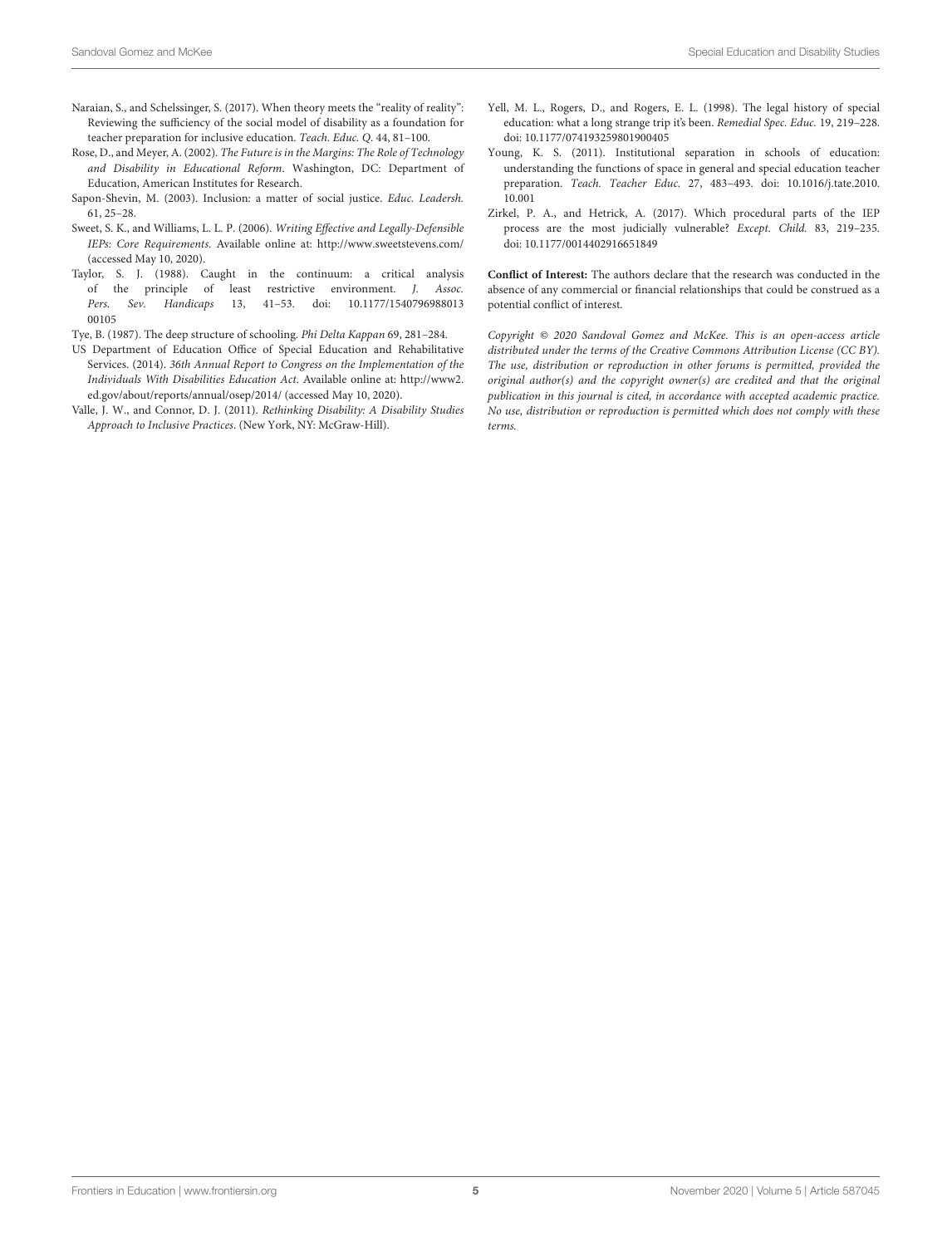Naraian, S., and Schelssinger, S. (2017). When theory meets the "reality of reality": Reviewing the sufficiency of the social model of disability as a foundation for teacher preparation for inclusive education. *Teach. Educ. Q.* 44, 81–100.

Rose, D., and Meyer, A. (2002). *The Future is in the Margins: The Role of Technology and Disability in Educational Reform*. Washington, DC: Department of Education, American Institutes for Research.

Sapon-Shevin, M. (2003). Inclusion: a matter of social justice. *Educ. Leadersh.* 61, 25–28.

Sweet, S. K., and Williams, L. L. P. (2006). *Writing Effective and Legally-Defensible IEPs: Core Requirements*. Available online at: http://www.sweetstevens.com/ (accessed May 10, 2020).

Taylor, S. J. (1988). Caught in the continuum: a critical analysis of the principle of least restrictive environment. *J. Assoc. Pers. Sev. Handicaps* 13, 41–53. doi: 10.1177/154079698801300105

Tye, B. (1987). The deep structure of schooling. *Phi Delta Kappan* 69, 281–284.

US Department of Education Office of Special Education and Rehabilitative Services. (2014). *36th Annual Report to Congress on the Implementation of the Individuals With Disabilities Education Act*. Available online at: http://www2.ed.gov/about/reports/annual/osep/2014/ (accessed May 10, 2020).

Valle, J. W., and Connor, D. J. (2011). *Rethinking Disability: A Disability Studies Approach to Inclusive Practices*. (New York, NY: McGraw-Hill).

Yell, M. L., Rogers, D., and Rogers, E. L. (1998). The legal history of special education: what a long strange trip it's been. *Remedial Spec. Educ.* 19, 219–228. doi: 10.1177/074193259801900405

Young, K. S. (2011). Institutional separation in schools of education: understanding the functions of space in general and special education teacher preparation. *Teach. Teacher Educ.* 27, 483–493. doi: 10.1016/j.tate.2010.10.001

Zirkel, P. A., and Hetrick, A. (2017). Which procedural parts of the IEP process are the most judicially vulnerable? *Except. Child.* 83, 219–235. doi: 10.1177/0014402916651849

**Conflict of Interest:** The authors declare that the research was conducted in the absence of any commercial or financial relationships that could be construed as a potential conflict of interest.

*Copyright © 2020 Sandoval Gomez and McKee. This is an open-access article distributed under the terms of the Creative Commons Attribution License (CC BY). The use, distribution or reproduction in other forums is permitted, provided the original author(s) and the copyright owner(s) are credited and that the original publication in this journal is cited, in accordance with accepted academic practice. No use, distribution or reproduction is permitted which does not comply with these terms.*